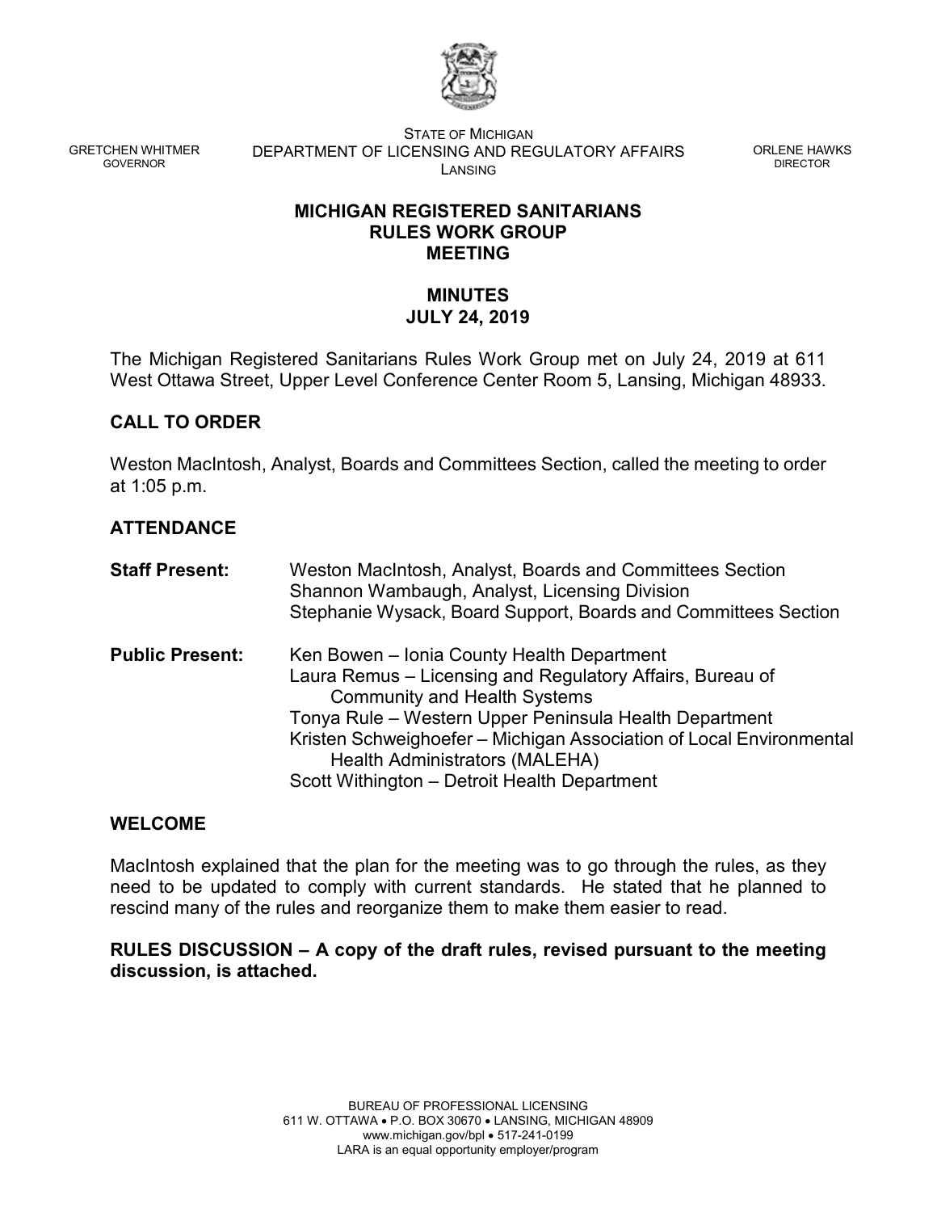STATE OF MICHIGAN
DEPARTMENT OF LICENSING AND REGULATORY AFFAIRS
LANSING

GRETCHEN WHITMER
GOVERNOR

ORLENE HAWKS
DIRECTOR

# MICHIGAN REGISTERED SANITARIANS RULES WORK GROUP MEETING

## MINUTES
## JULY 24, 2019

The Michigan Registered Sanitarians Rules Work Group met on July 24, 2019 at 611 West Ottawa Street, Upper Level Conference Center Room 5, Lansing, Michigan 48933.

### CALL TO ORDER

Weston MacIntosh, Analyst, Boards and Committees Section, called the meeting to order at 1:05 p.m.

### ATTENDANCE

**Staff Present:**
Weston MacIntosh, Analyst, Boards and Committees Section
Shannon Wambaugh, Analyst, Licensing Division
Stephanie Wysack, Board Support, Boards and Committees Section

**Public Present:**
Ken Bowen – Ionia County Health Department
Laura Remus – Licensing and Regulatory Affairs, Bureau of Community and Health Systems
Tonya Rule – Western Upper Peninsula Health Department
Kristen Schweighoefer – Michigan Association of Local Environmental Health Administrators (MALEHA)
Scott Withington – Detroit Health Department

### WELCOME

MacIntosh explained that the plan for the meeting was to go through the rules, as they need to be updated to comply with current standards. He stated that he planned to rescind many of the rules and reorganize them to make them easier to read.

**RULES DISCUSSION – A copy of the draft rules, revised pursuant to the meeting discussion, is attached.**

BUREAU OF PROFESSIONAL LICENSING
611 W. OTTAWA • P.O. BOX 30670 • LANSING, MICHIGAN 48909
www.michigan.gov/bpl • 517-241-0199
LARA is an equal opportunity employer/program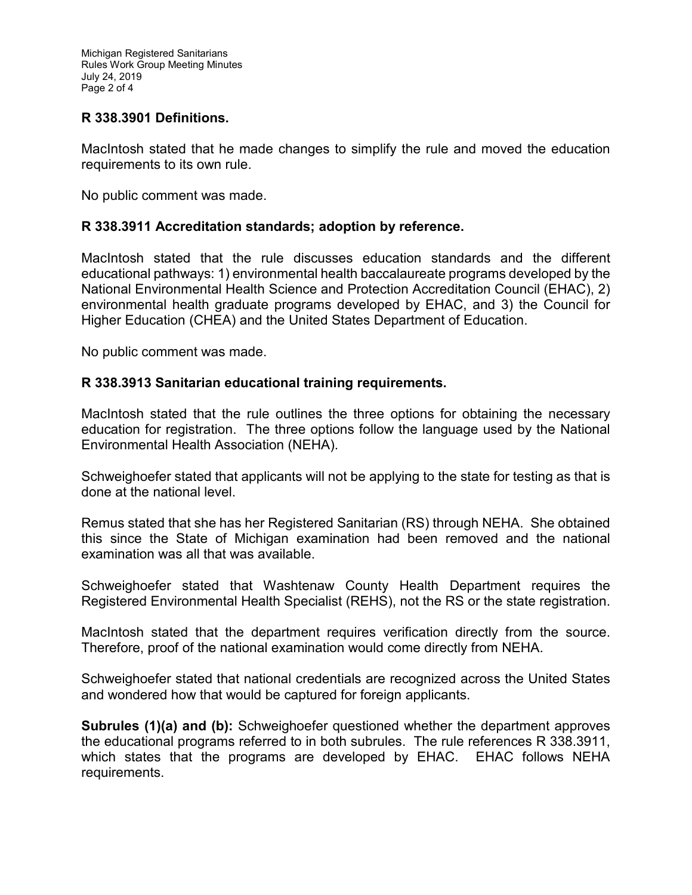### R 338.3901 Definitions.

MacIntosh stated that he made changes to simplify the rule and moved the education requirements to its own rule.

No public comment was made.

### R 338.3911 Accreditation standards; adoption by reference.

MacIntosh stated that the rule discusses education standards and the different educational pathways: 1) environmental health baccalaureate programs developed by the National Environmental Health Science and Protection Accreditation Council (EHAC), 2) environmental health graduate programs developed by EHAC, and 3) the Council for Higher Education (CHEA) and the United States Department of Education.

No public comment was made.

### R 338.3913 Sanitarian educational training requirements.

MacIntosh stated that the rule outlines the three options for obtaining the necessary education for registration. The three options follow the language used by the National Environmental Health Association (NEHA).

Schweighoefer stated that applicants will not be applying to the state for testing as that is done at the national level.

Remus stated that she has her Registered Sanitarian (RS) through NEHA. She obtained this since the State of Michigan examination had been removed and the national examination was all that was available.

Schweighoefer stated that Washtenaw County Health Department requires the Registered Environmental Health Specialist (REHS), not the RS or the state registration.

MacIntosh stated that the department requires verification directly from the source. Therefore, proof of the national examination would come directly from NEHA.

Schweighoefer stated that national credentials are recognized across the United States and wondered how that would be captured for foreign applicants.

**Subrules (1)(a) and (b):** Schweighoefer questioned whether the department approves the educational programs referred to in both subrules. The rule references R 338.3911, which states that the programs are developed by EHAC. EHAC follows NEHA requirements.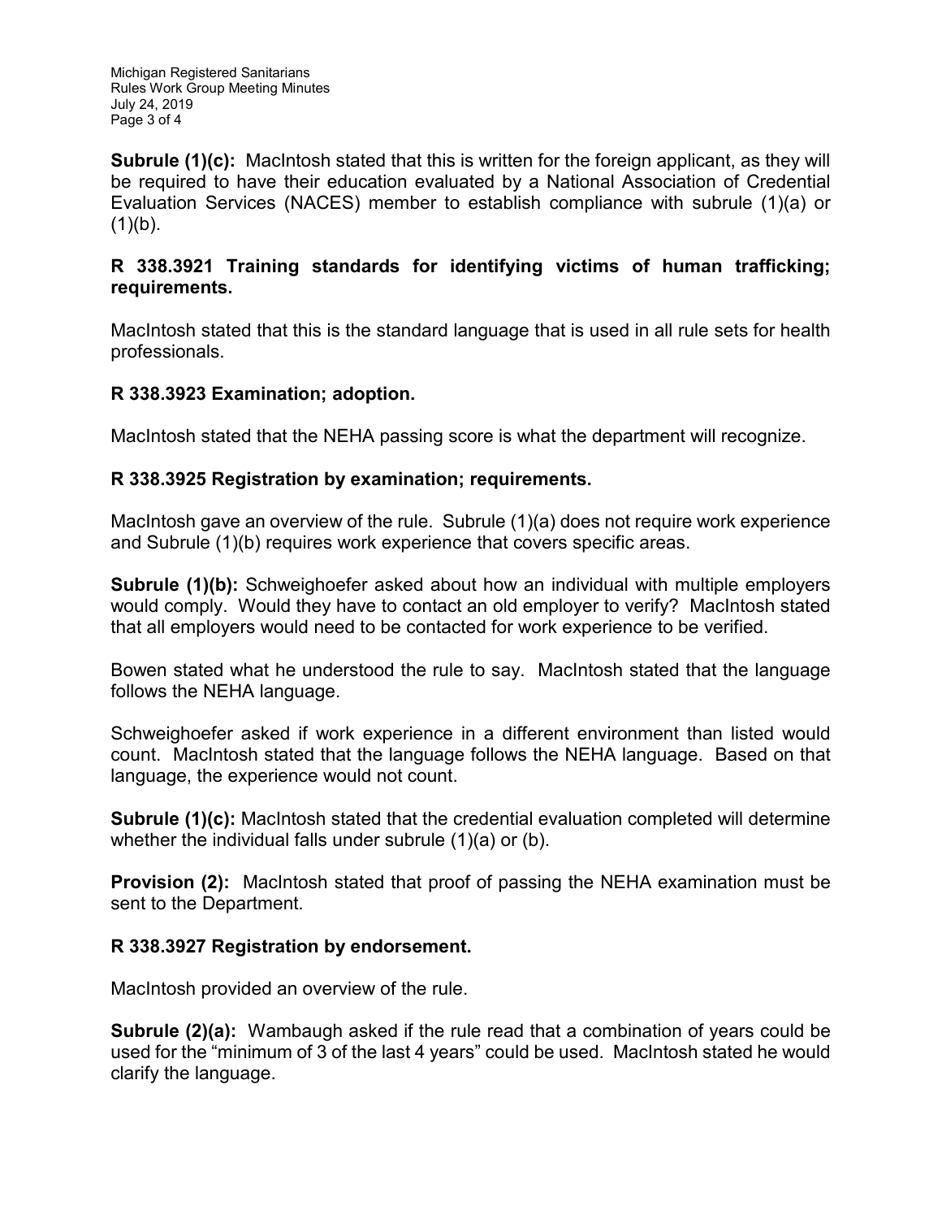**Subrule (1)(c):** MacIntosh stated that this is written for the foreign applicant, as they will be required to have their education evaluated by a National Association of Credential Evaluation Services (NACES) member to establish compliance with subrule (1)(a) or (1)(b).

### R 338.3921 Training standards for identifying victims of human trafficking; requirements.

MacIntosh stated that this is the standard language that is used in all rule sets for health professionals.

### R 338.3923 Examination; adoption.

MacIntosh stated that the NEHA passing score is what the department will recognize.

### R 338.3925 Registration by examination; requirements.

MacIntosh gave an overview of the rule. Subrule (1)(a) does not require work experience and Subrule (1)(b) requires work experience that covers specific areas.

**Subrule (1)(b):** Schweighoefer asked about how an individual with multiple employers would comply. Would they have to contact an old employer to verify? MacIntosh stated that all employers would need to be contacted for work experience to be verified.

Bowen stated what he understood the rule to say. MacIntosh stated that the language follows the NEHA language.

Schweighoefer asked if work experience in a different environment than listed would count. MacIntosh stated that the language follows the NEHA language. Based on that language, the experience would not count.

**Subrule (1)(c):** MacIntosh stated that the credential evaluation completed will determine whether the individual falls under subrule (1)(a) or (b).

**Provision (2):** MacIntosh stated that proof of passing the NEHA examination must be sent to the Department.

### R 338.3927 Registration by endorsement.

MacIntosh provided an overview of the rule.

**Subrule (2)(a):** Wambaugh asked if the rule read that a combination of years could be used for the "minimum of 3 of the last 4 years" could be used. MacIntosh stated he would clarify the language.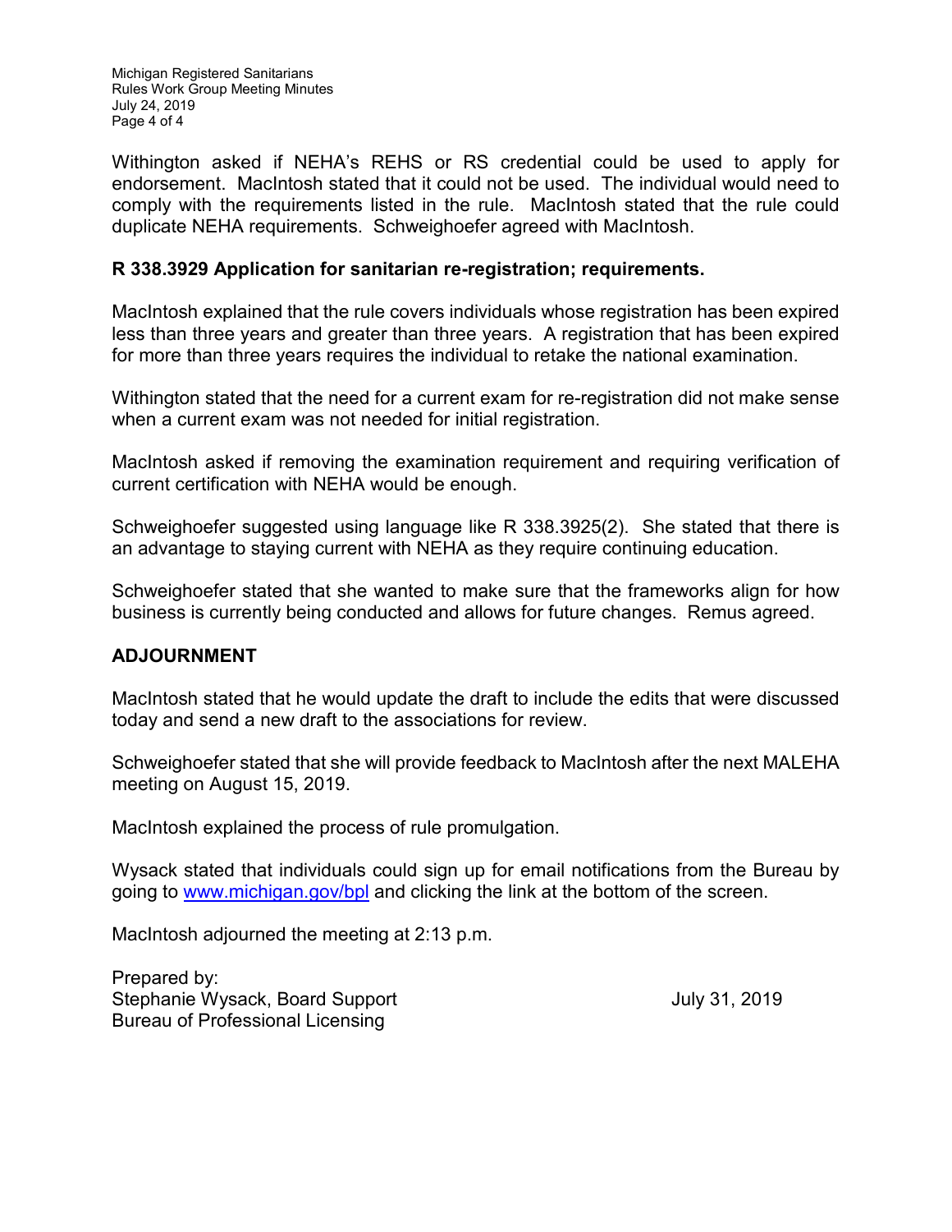Withington asked if NEHA's REHS or RS credential could be used to apply for endorsement. MacIntosh stated that it could not be used. The individual would need to comply with the requirements listed in the rule. MacIntosh stated that the rule could duplicate NEHA requirements. Schweighoefer agreed with MacIntosh.

**R 338.3929 Application for sanitarian re-registration; requirements.**

MacIntosh explained that the rule covers individuals whose registration has been expired less than three years and greater than three years. A registration that has been expired for more than three years requires the individual to retake the national examination.

Withington stated that the need for a current exam for re-registration did not make sense when a current exam was not needed for initial registration.

MacIntosh asked if removing the examination requirement and requiring verification of current certification with NEHA would be enough.

Schweighoefer suggested using language like R 338.3925(2). She stated that there is an advantage to staying current with NEHA as they require continuing education.

Schweighoefer stated that she wanted to make sure that the frameworks align for how business is currently being conducted and allows for future changes. Remus agreed.

**ADJOURNMENT**

MacIntosh stated that he would update the draft to include the edits that were discussed today and send a new draft to the associations for review.

Schweighoefer stated that she will provide feedback to MacIntosh after the next MALEHA meeting on August 15, 2019.

MacIntosh explained the process of rule promulgation.

Wysack stated that individuals could sign up for email notifications from the Bureau by going to [www.michigan.gov/bpl](http://www.michigan.gov/bpl) and clicking the link at the bottom of the screen.

MacIntosh adjourned the meeting at 2:13 p.m.

Prepared by:
Stephanie Wysack, Board Support
Bureau of Professional Licensing

July 31, 2019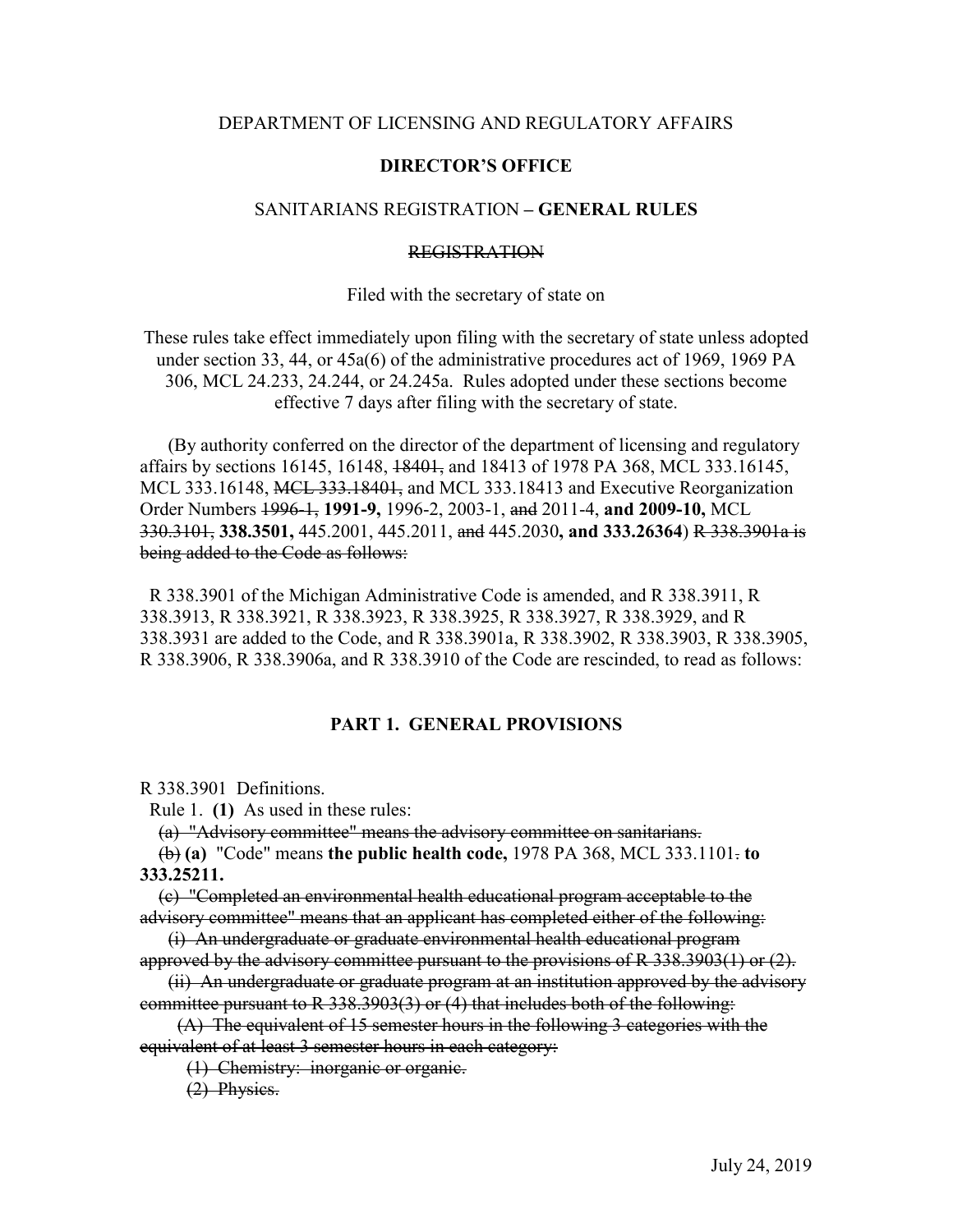DEPARTMENT OF LICENSING AND REGULATORY AFFAIRS

**DIRECTOR'S OFFICE**

SANITARIANS REGISTRATION **– GENERAL RULES**

~~REGISTRATION~~

Filed with the secretary of state on

These rules take effect immediately upon filing with the secretary of state unless adopted under section 33, 44, or 45a(6) of the administrative procedures act of 1969, 1969 PA 306, MCL 24.233, 24.244, or 24.245a. Rules adopted under these sections become effective 7 days after filing with the secretary of state.

(By authority conferred on the director of the department of licensing and regulatory affairs by sections 16145, 16148, ~~18401,~~ and 18413 of 1978 PA 368, MCL 333.16145, MCL 333.16148, ~~MCL 333.18401,~~ and MCL 333.18413 and Executive Reorganization Order Numbers ~~1996-1,~~ **1991-9,** 1996-2, 2003-1, ~~and~~ 2011-4, **and 2009-10,** MCL ~~330.3101,~~ **338.3501,** 445.2001, 445.2011, ~~and~~ 445.2030**, and 333.26364**) ~~R 338.3901a is being added to the Code as follows:~~

R 338.3901 of the Michigan Administrative Code is amended, and R 338.3911, R 338.3913, R 338.3921, R 338.3923, R 338.3925, R 338.3927, R 338.3929, and R 338.3931 are added to the Code, and R 338.3901a, R 338.3902, R 338.3903, R 338.3905, R 338.3906, R 338.3906a, and R 338.3910 of the Code are rescinded, to read as follows:

## PART 1. GENERAL PROVISIONS

R 338.3901 Definitions.

Rule 1. **(1)** As used in these rules:

~~(a) "Advisory committee" means the advisory committee on sanitarians.~~

~~(b)~~ **(a)** "Code" means **the public health code,** 1978 PA 368, MCL 333.1101~~.~~ **to 333.25211.**

~~(c) "Completed an environmental health educational program acceptable to the advisory committee" means that an applicant has completed either of the following:~~

~~(i) An undergraduate or graduate environmental health educational program approved by the advisory committee pursuant to the provisions of R 338.3903(1) or (2).~~

~~(ii) An undergraduate or graduate program at an institution approved by the advisory committee pursuant to R 338.3903(3) or (4) that includes both of the following:~~

~~(A) The equivalent of 15 semester hours in the following 3 categories with the equivalent of at least 3 semester hours in each category:~~

~~(1) Chemistry: inorganic or organic.~~

~~(2) Physics.~~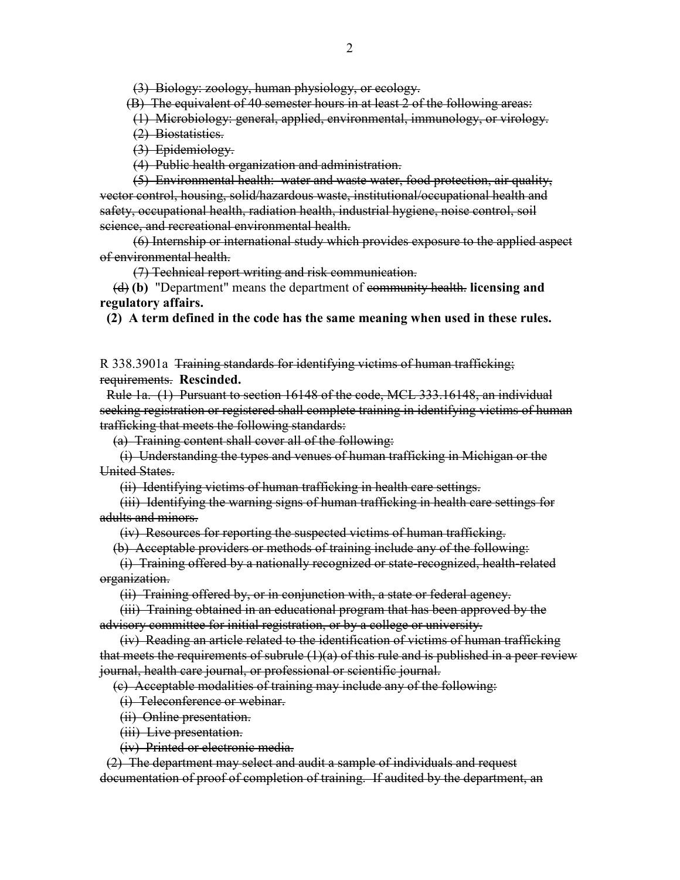~~(3) Biology: zoology, human physiology, or ecology.~~

~~(B) The equivalent of 40 semester hours in at least 2 of the following areas:~~

~~(1) Microbiology: general, applied, environmental, immunology, or virology.~~

~~(2) Biostatistics.~~

~~(3) Epidemiology.~~

~~(4) Public health organization and administration.~~

~~(5) Environmental health: water and waste water, food protection, air quality, vector control, housing, solid/hazardous waste, institutional/occupational health and safety, occupational health, radiation health, industrial hygiene, noise control, soil science, and recreational environmental health.~~

~~(6) Internship or international study which provides exposure to the applied aspect of environmental health.~~

~~(7) Technical report writing and risk communication.~~

~~(d)~~ **(b)** "Department" means the department of ~~community health.~~ **licensing and regulatory affairs.**

**(2) A term defined in the code has the same meaning when used in these rules.**

R 338.3901a ~~Training standards for identifying victims of human trafficking; requirements.~~ **Rescinded.**

~~Rule 1a. (1) Pursuant to section 16148 of the code, MCL 333.16148, an individual seeking registration or registered shall complete training in identifying victims of human trafficking that meets the following standards:~~

~~(a) Training content shall cover all of the following:~~

~~(i) Understanding the types and venues of human trafficking in Michigan or the United States.~~

~~(ii) Identifying victims of human trafficking in health care settings.~~

~~(iii) Identifying the warning signs of human trafficking in health care settings for adults and minors.~~

~~(iv) Resources for reporting the suspected victims of human trafficking.~~

~~(b) Acceptable providers or methods of training include any of the following:~~

~~(i) Training offered by a nationally recognized or state-recognized, health-related organization.~~

~~(ii) Training offered by, or in conjunction with, a state or federal agency.~~

~~(iii) Training obtained in an educational program that has been approved by the advisory committee for initial registration, or by a college or university.~~

~~(iv) Reading an article related to the identification of victims of human trafficking that meets the requirements of subrule (1)(a) of this rule and is published in a peer review journal, health care journal, or professional or scientific journal.~~

~~(c) Acceptable modalities of training may include any of the following:~~

~~(i) Teleconference or webinar.~~

~~(ii) Online presentation.~~

~~(iii) Live presentation.~~

~~(iv) Printed or electronic media.~~

~~(2) The department may select and audit a sample of individuals and request documentation of proof of completion of training. If audited by the department, an~~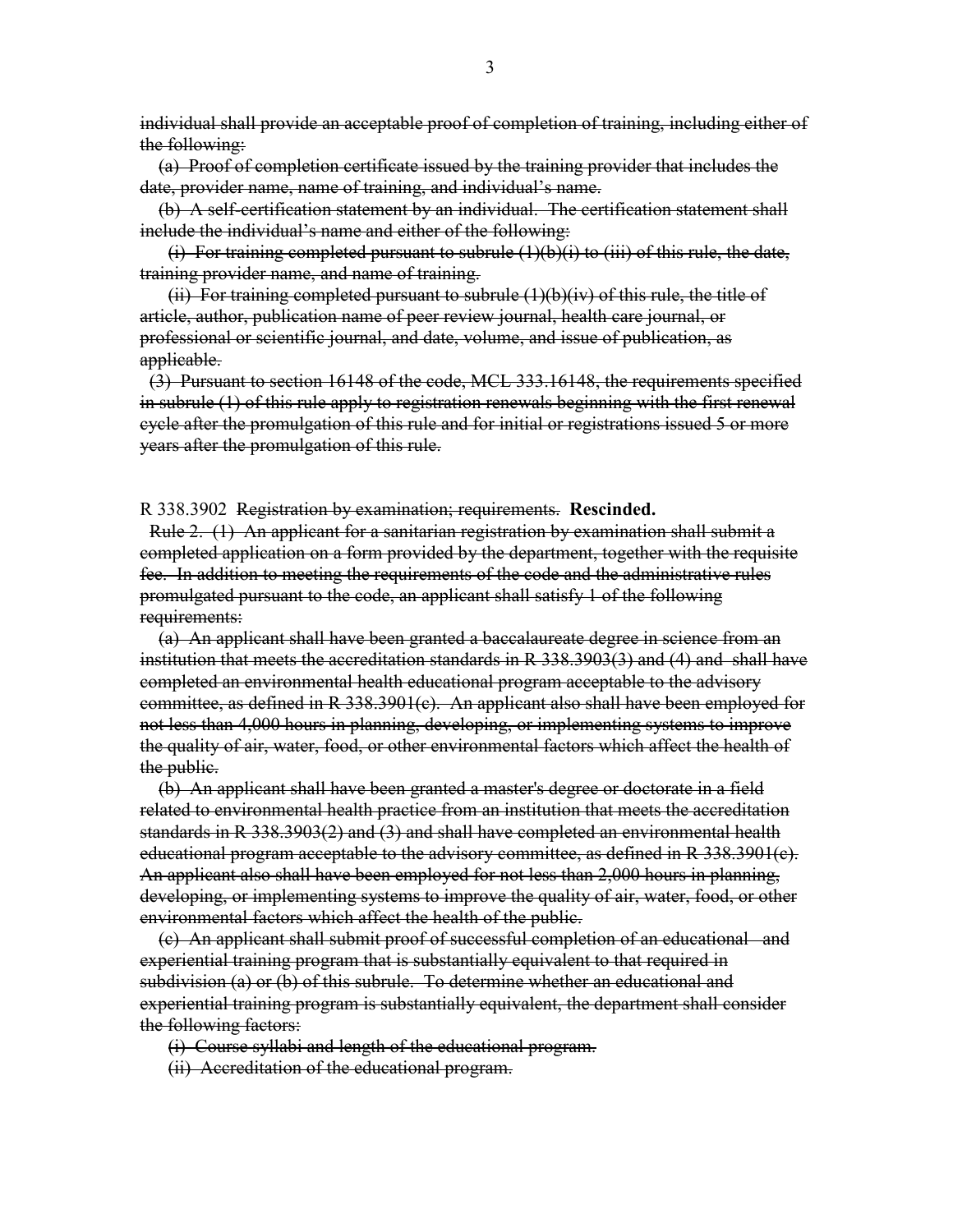~~individual shall provide an acceptable proof of completion of training, including either of the following:~~

~~(a) Proof of completion certificate issued by the training provider that includes the date, provider name, name of training, and individual's name.~~

~~(b) A self-certification statement by an individual. The certification statement shall include the individual's name and either of the following:~~

~~(i) For training completed pursuant to subrule (1)(b)(i) to (iii) of this rule, the date, training provider name, and name of training.~~

~~(ii) For training completed pursuant to subrule (1)(b)(iv) of this rule, the title of article, author, publication name of peer review journal, health care journal, or professional or scientific journal, and date, volume, and issue of publication, as applicable.~~

~~(3) Pursuant to section 16148 of the code, MCL 333.16148, the requirements specified in subrule (1) of this rule apply to registration renewals beginning with the first renewal cycle after the promulgation of this rule and for initial or registrations issued 5 or more years after the promulgation of this rule.~~

R 338.3902 ~~Registration by examination; requirements.~~ **Rescinded.**

~~Rule 2. (1) An applicant for a sanitarian registration by examination shall submit a completed application on a form provided by the department, together with the requisite fee. In addition to meeting the requirements of the code and the administrative rules promulgated pursuant to the code, an applicant shall satisfy 1 of the following requirements:~~

~~(a) An applicant shall have been granted a baccalaureate degree in science from an institution that meets the accreditation standards in R 338.3903(3) and (4) and shall have completed an environmental health educational program acceptable to the advisory committee, as defined in R 338.3901(c). An applicant also shall have been employed for not less than 4,000 hours in planning, developing, or implementing systems to improve the quality of air, water, food, or other environmental factors which affect the health of the public.~~

~~(b) An applicant shall have been granted a master's degree or doctorate in a field related to environmental health practice from an institution that meets the accreditation standards in R 338.3903(2) and (3) and shall have completed an environmental health educational program acceptable to the advisory committee, as defined in R 338.3901(c). An applicant also shall have been employed for not less than 2,000 hours in planning, developing, or implementing systems to improve the quality of air, water, food, or other environmental factors which affect the health of the public.~~

~~(c) An applicant shall submit proof of successful completion of an educational and experiential training program that is substantially equivalent to that required in subdivision (a) or (b) of this subrule. To determine whether an educational and experiential training program is substantially equivalent, the department shall consider the following factors:~~

~~(i) Course syllabi and length of the educational program.~~

~~(ii) Accreditation of the educational program.~~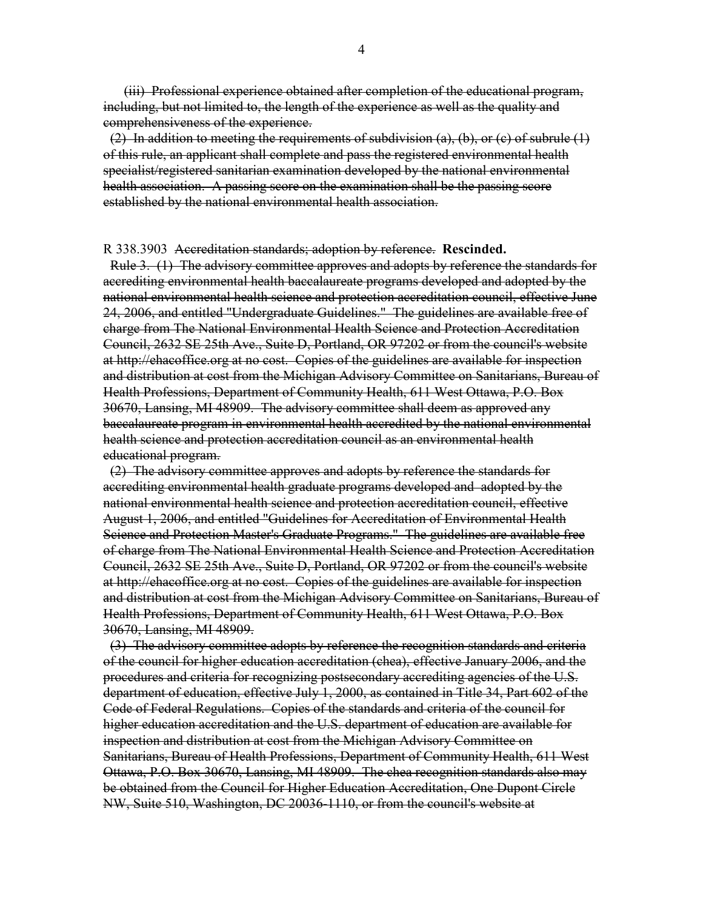~~(iii) Professional experience obtained after completion of the educational program, including, but not limited to, the length of the experience as well as the quality and comprehensiveness of the experience.~~

~~(2) In addition to meeting the requirements of subdivision (a), (b), or (c) of subrule (1) of this rule, an applicant shall complete and pass the registered environmental health specialist/registered sanitarian examination developed by the national environmental health association. A passing score on the examination shall be the passing score established by the national environmental health association.~~

R 338.3903 ~~Accreditation standards; adoption by reference.~~ **Rescinded.**

~~Rule 3. (1) The advisory committee approves and adopts by reference the standards for accrediting environmental health baccalaureate programs developed and adopted by the national environmental health science and protection accreditation council, effective June 24, 2006, and entitled "Undergraduate Guidelines." The guidelines are available free of charge from The National Environmental Health Science and Protection Accreditation Council, 2632 SE 25th Ave., Suite D, Portland, OR 97202 or from the council's website at http://ehacoffice.org at no cost. Copies of the guidelines are available for inspection and distribution at cost from the Michigan Advisory Committee on Sanitarians, Bureau of Health Professions, Department of Community Health, 611 West Ottawa, P.O. Box 30670, Lansing, MI 48909. The advisory committee shall deem as approved any baccalaureate program in environmental health accredited by the national environmental health science and protection accreditation council as an environmental health educational program.~~

~~(2) The advisory committee approves and adopts by reference the standards for accrediting environmental health graduate programs developed and adopted by the national environmental health science and protection accreditation council, effective August 1, 2006, and entitled "Guidelines for Accreditation of Environmental Health Science and Protection Master's Graduate Programs." The guidelines are available free of charge from The National Environmental Health Science and Protection Accreditation Council, 2632 SE 25th Ave., Suite D, Portland, OR 97202 or from the council's website at http://ehacoffice.org at no cost. Copies of the guidelines are available for inspection and distribution at cost from the Michigan Advisory Committee on Sanitarians, Bureau of Health Professions, Department of Community Health, 611 West Ottawa, P.O. Box 30670, Lansing, MI 48909.~~

~~(3) The advisory committee adopts by reference the recognition standards and criteria of the council for higher education accreditation (chea), effective January 2006, and the procedures and criteria for recognizing postsecondary accrediting agencies of the U.S. department of education, effective July 1, 2000, as contained in Title 34, Part 602 of the Code of Federal Regulations. Copies of the standards and criteria of the council for higher education accreditation and the U.S. department of education are available for inspection and distribution at cost from the Michigan Advisory Committee on Sanitarians, Bureau of Health Professions, Department of Community Health, 611 West Ottawa, P.O. Box 30670, Lansing, MI 48909. The chea recognition standards also may be obtained from the Council for Higher Education Accreditation, One Dupont Circle NW, Suite 510, Washington, DC 20036-1110, or from the council's website at~~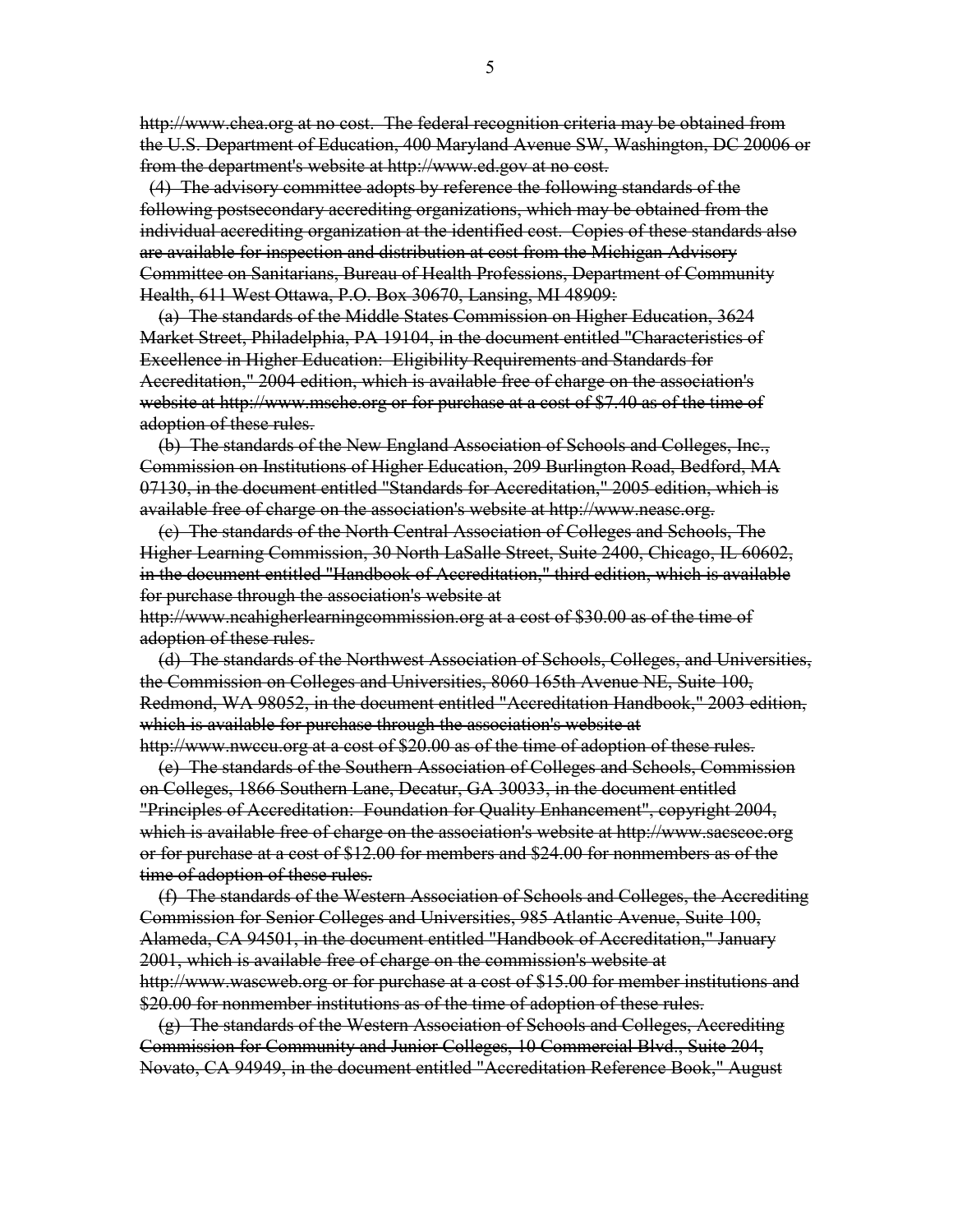~~http://www.chea.org at no cost. The federal recognition criteria may be obtained from the U.S. Department of Education, 400 Maryland Avenue SW, Washington, DC 20006 or from the department's website at http://www.ed.gov at no cost.~~

~~(4) The advisory committee adopts by reference the following standards of the following postsecondary accrediting organizations, which may be obtained from the individual accrediting organization at the identified cost. Copies of these standards also are available for inspection and distribution at cost from the Michigan Advisory Committee on Sanitarians, Bureau of Health Professions, Department of Community Health, 611 West Ottawa, P.O. Box 30670, Lansing, MI 48909:~~

~~(a) The standards of the Middle States Commission on Higher Education, 3624 Market Street, Philadelphia, PA 19104, in the document entitled "Characteristics of Excellence in Higher Education: Eligibility Requirements and Standards for Accreditation," 2004 edition, which is available free of charge on the association's website at http://www.msche.org or for purchase at a cost of $7.40 as of the time of adoption of these rules.~~

~~(b) The standards of the New England Association of Schools and Colleges, Inc., Commission on Institutions of Higher Education, 209 Burlington Road, Bedford, MA 07130, in the document entitled "Standards for Accreditation," 2005 edition, which is available free of charge on the association's website at http://www.neasc.org.~~

~~(c) The standards of the North Central Association of Colleges and Schools, The Higher Learning Commission, 30 North LaSalle Street, Suite 2400, Chicago, IL 60602, in the document entitled "Handbook of Accreditation," third edition, which is available for purchase through the association's website at http://www.ncahigherlearningcommission.org at a cost of $30.00 as of the time of adoption of these rules.~~

~~(d) The standards of the Northwest Association of Schools, Colleges, and Universities, the Commission on Colleges and Universities, 8060 165th Avenue NE, Suite 100, Redmond, WA 98052, in the document entitled "Accreditation Handbook," 2003 edition, which is available for purchase through the association's website at http://www.nwccu.org at a cost of $20.00 as of the time of adoption of these rules.~~

~~(e) The standards of the Southern Association of Colleges and Schools, Commission on Colleges, 1866 Southern Lane, Decatur, GA 30033, in the document entitled "Principles of Accreditation: Foundation for Quality Enhancement", copyright 2004, which is available free of charge on the association's website at http://www.sacscoc.org or for purchase at a cost of $12.00 for members and $24.00 for nonmembers as of the time of adoption of these rules.~~

~~(f) The standards of the Western Association of Schools and Colleges, the Accrediting Commission for Senior Colleges and Universities, 985 Atlantic Avenue, Suite 100, Alameda, CA 94501, in the document entitled "Handbook of Accreditation," January 2001, which is available free of charge on the commission's website at http://www.wascweb.org or for purchase at a cost of $15.00 for member institutions and $20.00 for nonmember institutions as of the time of adoption of these rules.~~

~~(g) The standards of the Western Association of Schools and Colleges, Accrediting Commission for Community and Junior Colleges, 10 Commercial Blvd., Suite 204, Novato, CA 94949, in the document entitled "Accreditation Reference Book," August~~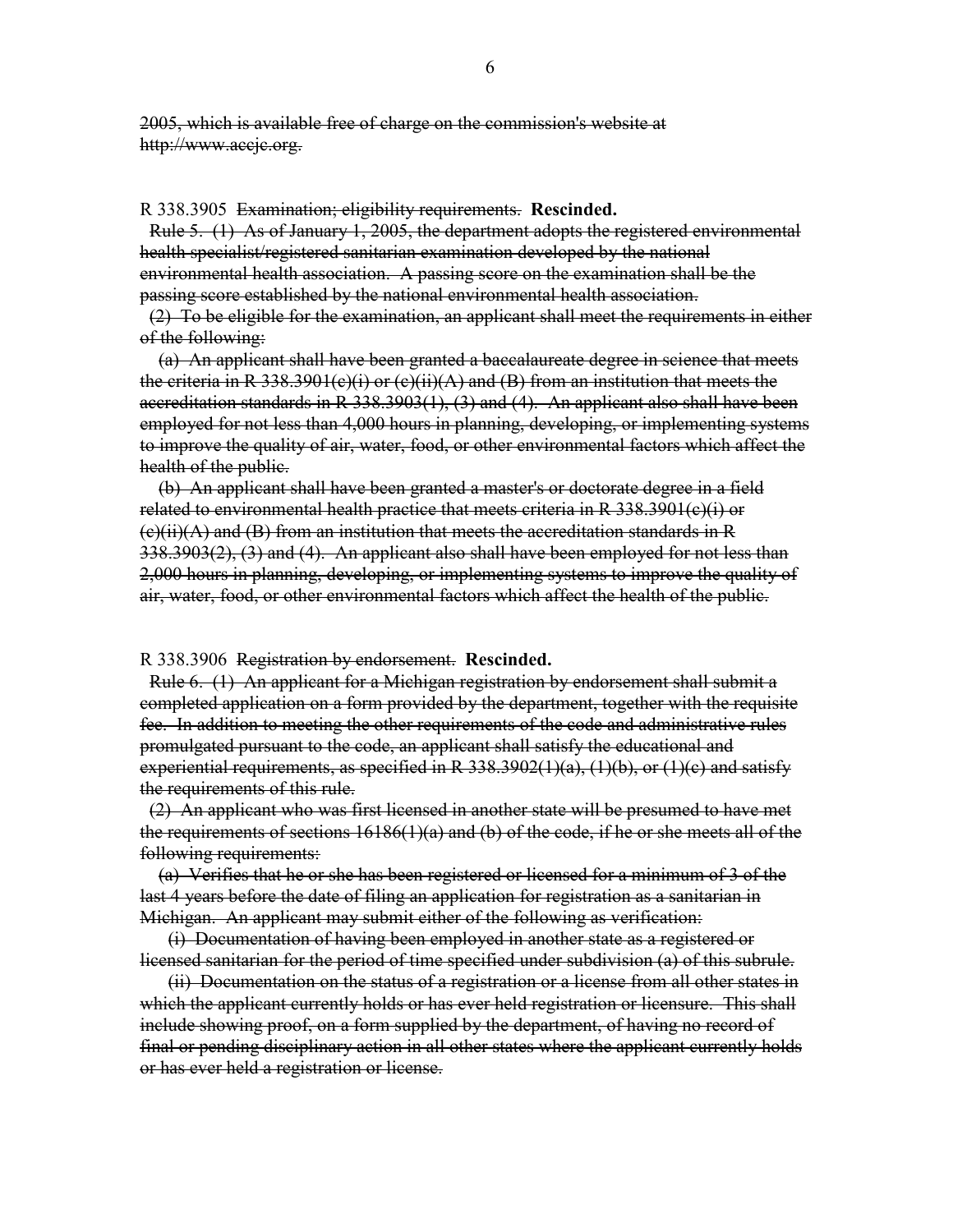~~2005, which is available free of charge on the commission's website at http://www.accjc.org.~~

R 338.3905 ~~Examination; eligibility requirements.~~ **Rescinded.**

~~Rule 5. (1) As of January 1, 2005, the department adopts the registered environmental health specialist/registered sanitarian examination developed by the national environmental health association. A passing score on the examination shall be the passing score established by the national environmental health association.~~

~~(2) To be eligible for the examination, an applicant shall meet the requirements in either of the following:~~

~~(a) An applicant shall have been granted a baccalaureate degree in science that meets the criteria in R 338.3901(c)(i) or (c)(ii)(A) and (B) from an institution that meets the accreditation standards in R 338.3903(1), (3) and (4). An applicant also shall have been employed for not less than 4,000 hours in planning, developing, or implementing systems to improve the quality of air, water, food, or other environmental factors which affect the health of the public.~~

~~(b) An applicant shall have been granted a master's or doctorate degree in a field related to environmental health practice that meets criteria in R 338.3901(c)(i) or (c)(ii)(A) and (B) from an institution that meets the accreditation standards in R 338.3903(2), (3) and (4). An applicant also shall have been employed for not less than 2,000 hours in planning, developing, or implementing systems to improve the quality of air, water, food, or other environmental factors which affect the health of the public.~~

R 338.3906 ~~Registration by endorsement.~~ **Rescinded.**

~~Rule 6. (1) An applicant for a Michigan registration by endorsement shall submit a completed application on a form provided by the department, together with the requisite fee. In addition to meeting the other requirements of the code and administrative rules promulgated pursuant to the code, an applicant shall satisfy the educational and experiential requirements, as specified in R 338.3902(1)(a), (1)(b), or (1)(c) and satisfy the requirements of this rule.~~

~~(2) An applicant who was first licensed in another state will be presumed to have met the requirements of sections 16186(1)(a) and (b) of the code, if he or she meets all of the following requirements:~~

~~(a) Verifies that he or she has been registered or licensed for a minimum of 3 of the last 4 years before the date of filing an application for registration as a sanitarian in Michigan. An applicant may submit either of the following as verification:~~

~~(i) Documentation of having been employed in another state as a registered or licensed sanitarian for the period of time specified under subdivision (a) of this subrule.~~

~~(ii) Documentation on the status of a registration or a license from all other states in which the applicant currently holds or has ever held registration or licensure. This shall include showing proof, on a form supplied by the department, of having no record of final or pending disciplinary action in all other states where the applicant currently holds or has ever held a registration or license.~~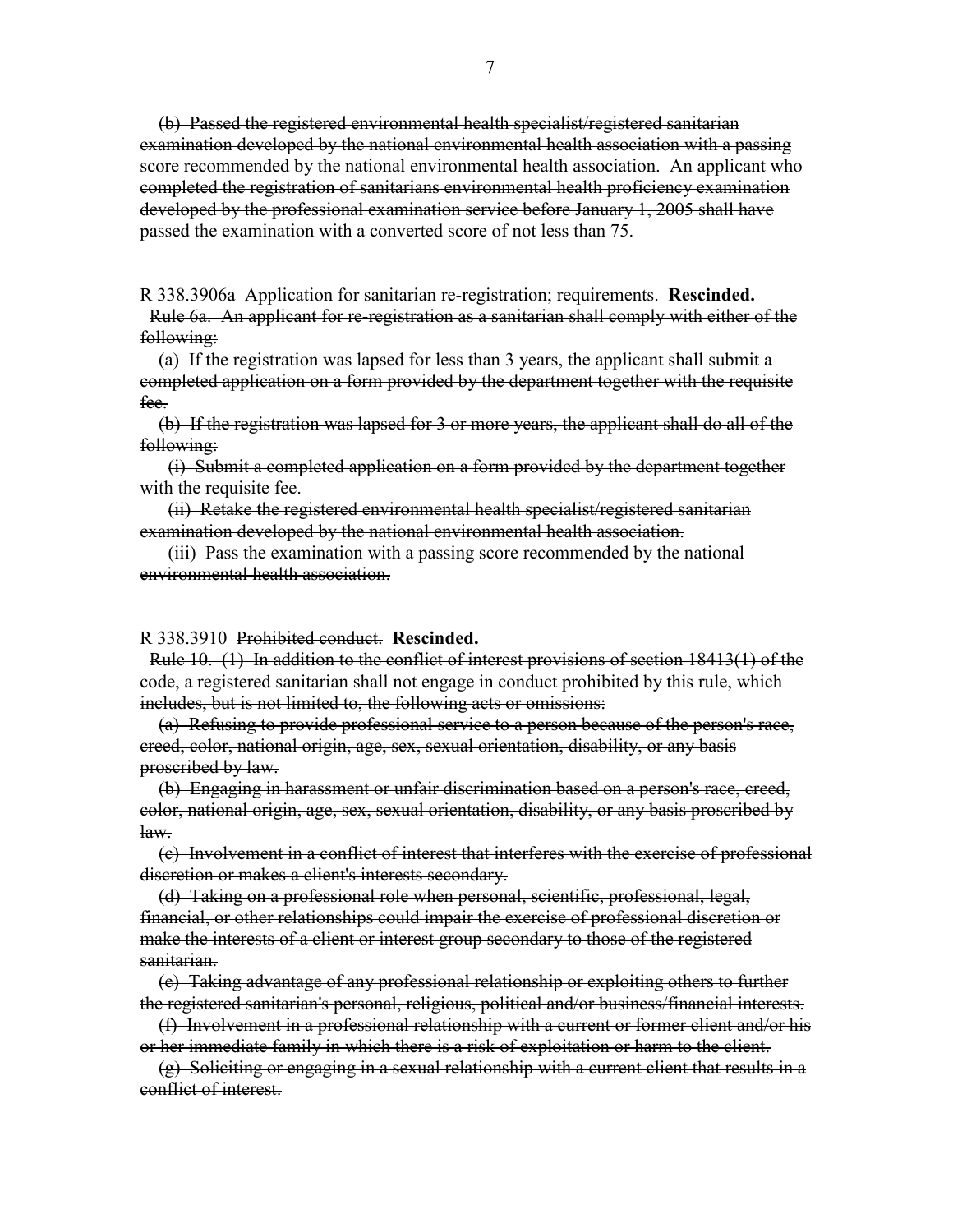(b) ~~Passed the registered environmental health specialist/registered sanitarian examination developed by the national environmental health association with a passing score recommended by the national environmental health association. An applicant who completed the registration of sanitarians environmental health proficiency examination developed by the professional examination service before January 1, 2005 shall have passed the examination with a converted score of not less than 75.~~

R 338.3906a ~~Application for sanitarian re-registration; requirements.~~ **Rescinded.**

~~Rule 6a. An applicant for re-registration as a sanitarian shall comply with either of the following:~~

~~(a) If the registration was lapsed for less than 3 years, the applicant shall submit a completed application on a form provided by the department together with the requisite fee.~~

~~(b) If the registration was lapsed for 3 or more years, the applicant shall do all of the following:~~

~~(i) Submit a completed application on a form provided by the department together with the requisite fee.~~

~~(ii) Retake the registered environmental health specialist/registered sanitarian examination developed by the national environmental health association.~~

~~(iii) Pass the examination with a passing score recommended by the national environmental health association.~~

R 338.3910 ~~Prohibited conduct.~~ **Rescinded.**

~~Rule 10. (1) In addition to the conflict of interest provisions of section 18413(1) of the code, a registered sanitarian shall not engage in conduct prohibited by this rule, which includes, but is not limited to, the following acts or omissions:~~

~~(a) Refusing to provide professional service to a person because of the person's race, creed, color, national origin, age, sex, sexual orientation, disability, or any basis proscribed by law.~~

~~(b) Engaging in harassment or unfair discrimination based on a person's race, creed, color, national origin, age, sex, sexual orientation, disability, or any basis proscribed by law.~~

~~(c) Involvement in a conflict of interest that interferes with the exercise of professional discretion or makes a client's interests secondary.~~

~~(d) Taking on a professional role when personal, scientific, professional, legal, financial, or other relationships could impair the exercise of professional discretion or make the interests of a client or interest group secondary to those of the registered sanitarian.~~

~~(e) Taking advantage of any professional relationship or exploiting others to further the registered sanitarian's personal, religious, political and/or business/financial interests.~~

~~(f) Involvement in a professional relationship with a current or former client and/or his or her immediate family in which there is a risk of exploitation or harm to the client.~~

~~(g) Soliciting or engaging in a sexual relationship with a current client that results in a conflict of interest.~~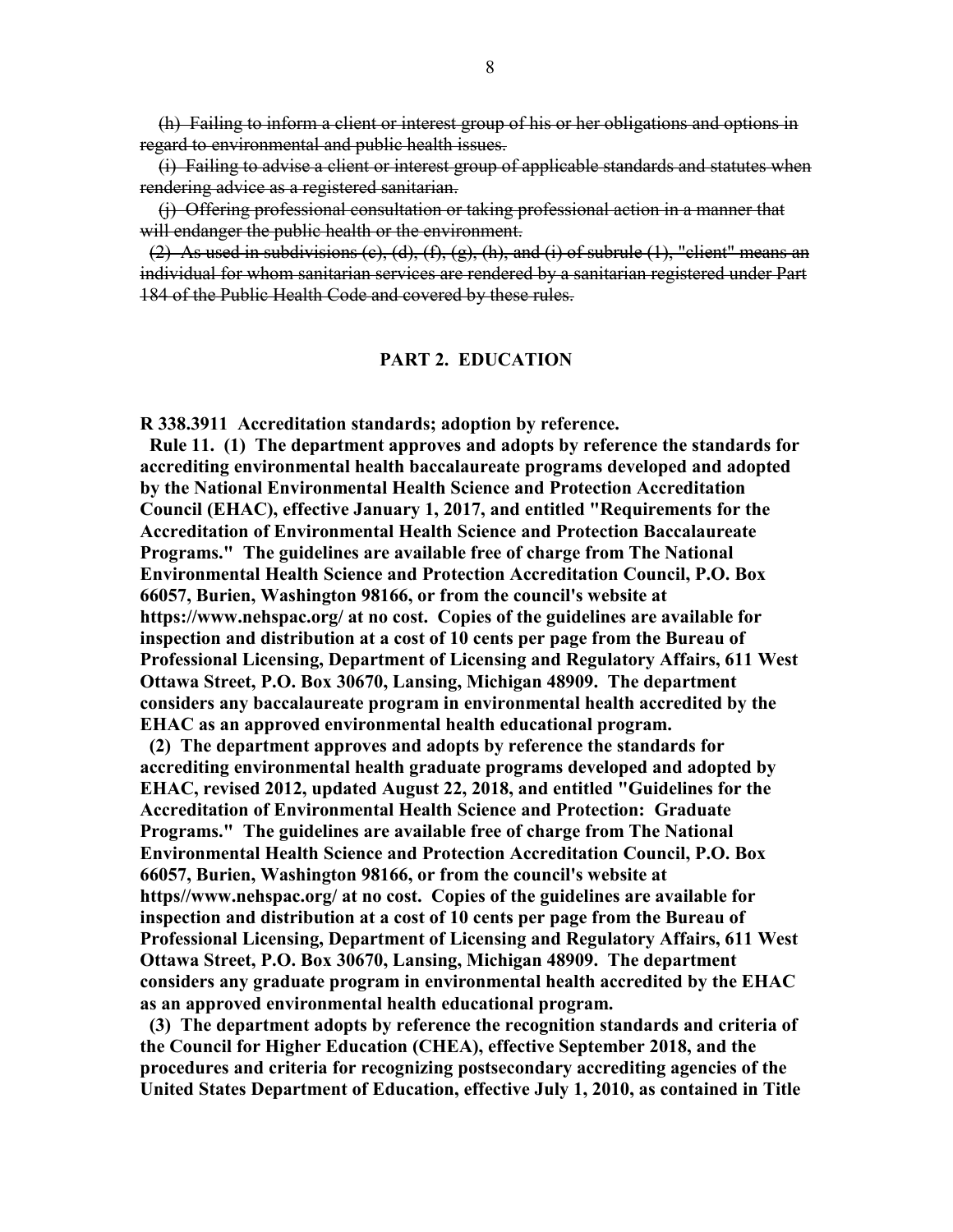~~(h) Failing to inform a client or interest group of his or her obligations and options in regard to environmental and public health issues.~~

~~(i) Failing to advise a client or interest group of applicable standards and statutes when rendering advice as a registered sanitarian.~~

~~(j) Offering professional consultation or taking professional action in a manner that will endanger the public health or the environment.~~

~~(2) As used in subdivisions (c), (d), (f), (g), (h), and (i) of subrule (1), "client" means an individual for whom sanitarian services are rendered by a sanitarian registered under Part 184 of the Public Health Code and covered by these rules.~~

## PART 2. EDUCATION

**R 338.3911 Accreditation standards; adoption by reference.**

**Rule 11. (1) The department approves and adopts by reference the standards for accrediting environmental health baccalaureate programs developed and adopted by the National Environmental Health Science and Protection Accreditation Council (EHAC), effective January 1, 2017, and entitled "Requirements for the Accreditation of Environmental Health Science and Protection Baccalaureate Programs." The guidelines are available free of charge from The National Environmental Health Science and Protection Accreditation Council, P.O. Box 66057, Burien, Washington 98166, or from the council's website at https://www.nehspac.org/ at no cost. Copies of the guidelines are available for inspection and distribution at a cost of 10 cents per page from the Bureau of Professional Licensing, Department of Licensing and Regulatory Affairs, 611 West Ottawa Street, P.O. Box 30670, Lansing, Michigan 48909. The department considers any baccalaureate program in environmental health accredited by the EHAC as an approved environmental health educational program.**

**(2) The department approves and adopts by reference the standards for accrediting environmental health graduate programs developed and adopted by EHAC, revised 2012, updated August 22, 2018, and entitled "Guidelines for the Accreditation of Environmental Health Science and Protection: Graduate Programs." The guidelines are available free of charge from The National Environmental Health Science and Protection Accreditation Council, P.O. Box 66057, Burien, Washington 98166, or from the council's website at https//www.nehspac.org/ at no cost. Copies of the guidelines are available for inspection and distribution at a cost of 10 cents per page from the Bureau of Professional Licensing, Department of Licensing and Regulatory Affairs, 611 West Ottawa Street, P.O. Box 30670, Lansing, Michigan 48909. The department considers any graduate program in environmental health accredited by the EHAC as an approved environmental health educational program.**

**(3) The department adopts by reference the recognition standards and criteria of the Council for Higher Education (CHEA), effective September 2018, and the procedures and criteria for recognizing postsecondary accrediting agencies of the United States Department of Education, effective July 1, 2010, as contained in Title**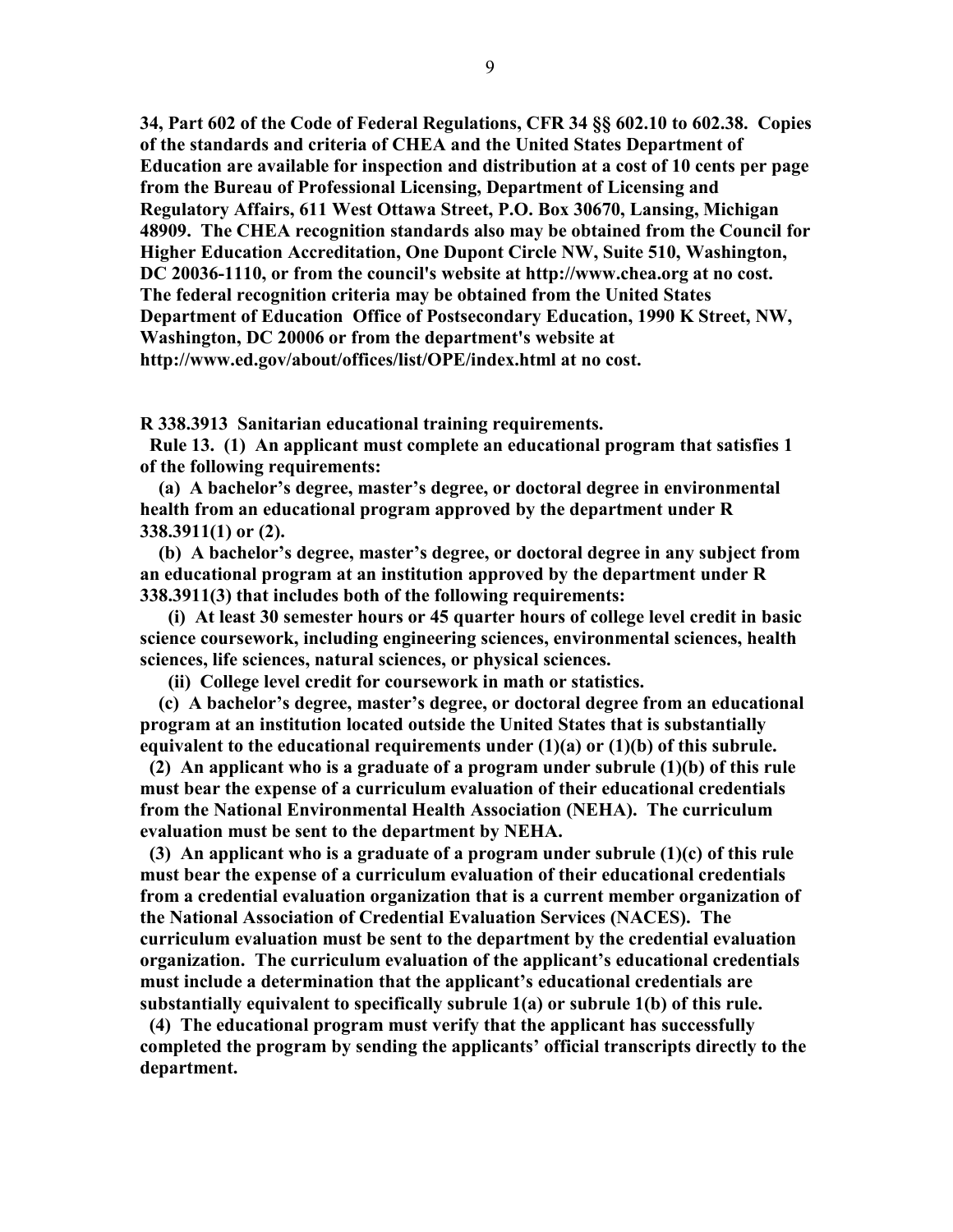**34, Part 602 of the Code of Federal Regulations, CFR 34 §§ 602.10 to 602.38. Copies of the standards and criteria of CHEA and the United States Department of Education are available for inspection and distribution at a cost of 10 cents per page from the Bureau of Professional Licensing, Department of Licensing and Regulatory Affairs, 611 West Ottawa Street, P.O. Box 30670, Lansing, Michigan 48909. The CHEA recognition standards also may be obtained from the Council for Higher Education Accreditation, One Dupont Circle NW, Suite 510, Washington, DC 20036-1110, or from the council's website at http://www.chea.org at no cost. The federal recognition criteria may be obtained from the United States Department of Education Office of Postsecondary Education, 1990 K Street, NW, Washington, DC 20006 or from the department's website at http://www.ed.gov/about/offices/list/OPE/index.html at no cost.**

**R 338.3913 Sanitarian educational training requirements.**

**Rule 13. (1) An applicant must complete an educational program that satisfies 1 of the following requirements:**

**(a) A bachelor's degree, master's degree, or doctoral degree in environmental health from an educational program approved by the department under R 338.3911(1) or (2).**

**(b) A bachelor's degree, master's degree, or doctoral degree in any subject from an educational program at an institution approved by the department under R 338.3911(3) that includes both of the following requirements:**

**(i) At least 30 semester hours or 45 quarter hours of college level credit in basic science coursework, including engineering sciences, environmental sciences, health sciences, life sciences, natural sciences, or physical sciences.**

**(ii) College level credit for coursework in math or statistics.**

**(c) A bachelor's degree, master's degree, or doctoral degree from an educational program at an institution located outside the United States that is substantially equivalent to the educational requirements under (1)(a) or (1)(b) of this subrule.**

**(2) An applicant who is a graduate of a program under subrule (1)(b) of this rule must bear the expense of a curriculum evaluation of their educational credentials from the National Environmental Health Association (NEHA). The curriculum evaluation must be sent to the department by NEHA.**

**(3) An applicant who is a graduate of a program under subrule (1)(c) of this rule must bear the expense of a curriculum evaluation of their educational credentials from a credential evaluation organization that is a current member organization of the National Association of Credential Evaluation Services (NACES). The curriculum evaluation must be sent to the department by the credential evaluation organization. The curriculum evaluation of the applicant's educational credentials must include a determination that the applicant's educational credentials are substantially equivalent to specifically subrule 1(a) or subrule 1(b) of this rule.**

**(4) The educational program must verify that the applicant has successfully completed the program by sending the applicants' official transcripts directly to the department.**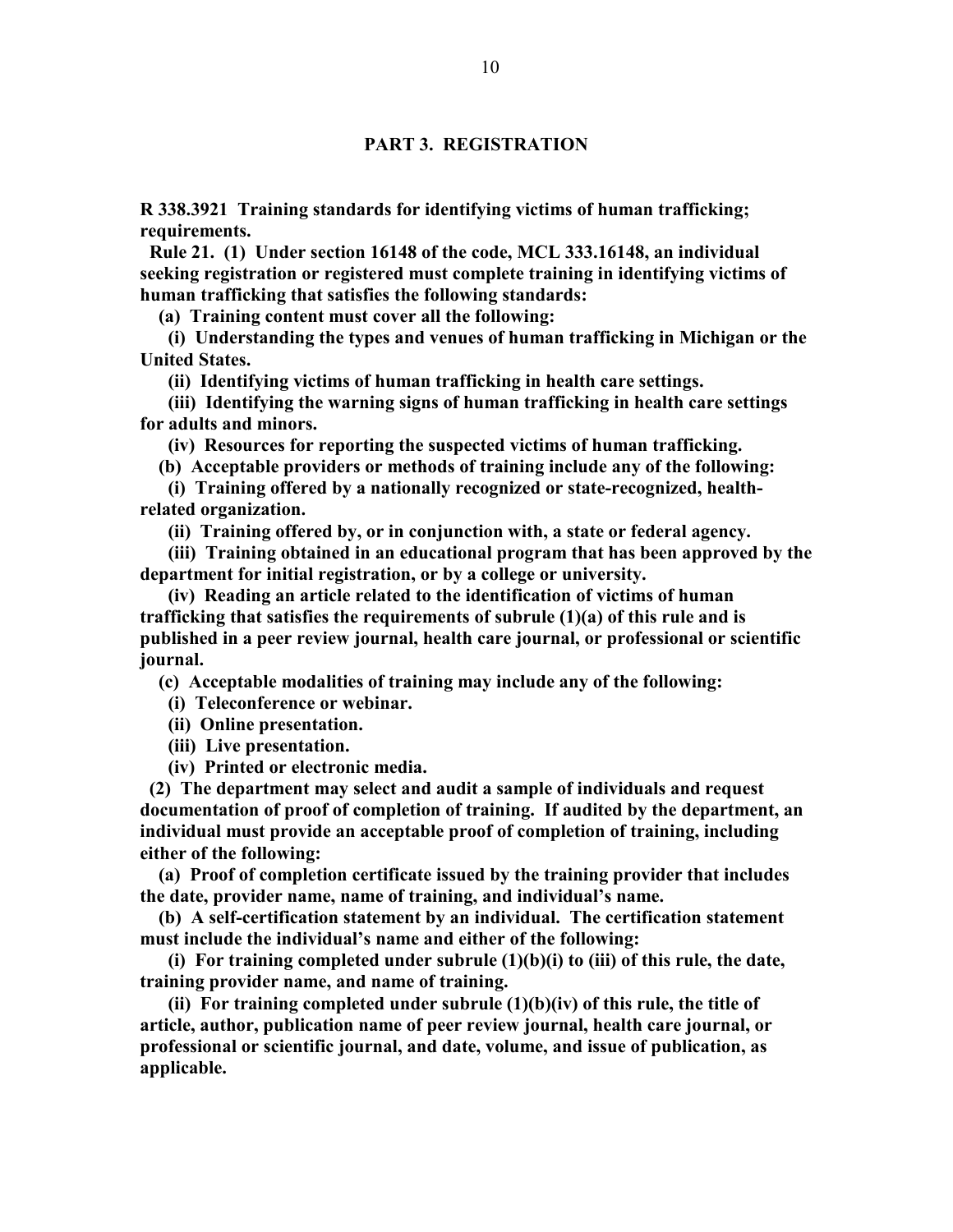## PART 3. REGISTRATION

**R 338.3921 Training standards for identifying victims of human trafficking; requirements.**

**Rule 21. (1) Under section 16148 of the code, MCL 333.16148, an individual seeking registration or registered must complete training in identifying victims of human trafficking that satisfies the following standards:**

**(a) Training content must cover all the following:**

**(i) Understanding the types and venues of human trafficking in Michigan or the United States.**

**(ii) Identifying victims of human trafficking in health care settings.**

**(iii) Identifying the warning signs of human trafficking in health care settings for adults and minors.**

**(iv) Resources for reporting the suspected victims of human trafficking.**

**(b) Acceptable providers or methods of training include any of the following:**

**(i) Training offered by a nationally recognized or state-recognized, health-related organization.**

**(ii) Training offered by, or in conjunction with, a state or federal agency.**

**(iii) Training obtained in an educational program that has been approved by the department for initial registration, or by a college or university.**

**(iv) Reading an article related to the identification of victims of human trafficking that satisfies the requirements of subrule (1)(a) of this rule and is published in a peer review journal, health care journal, or professional or scientific journal.**

**(c) Acceptable modalities of training may include any of the following:**

**(i) Teleconference or webinar.**

**(ii) Online presentation.**

**(iii) Live presentation.**

**(iv) Printed or electronic media.**

**(2) The department may select and audit a sample of individuals and request documentation of proof of completion of training. If audited by the department, an individual must provide an acceptable proof of completion of training, including either of the following:**

**(a) Proof of completion certificate issued by the training provider that includes the date, provider name, name of training, and individual's name.**

**(b) A self-certification statement by an individual. The certification statement must include the individual's name and either of the following:**

**(i) For training completed under subrule (1)(b)(i) to (iii) of this rule, the date, training provider name, and name of training.**

**(ii) For training completed under subrule (1)(b)(iv) of this rule, the title of article, author, publication name of peer review journal, health care journal, or professional or scientific journal, and date, volume, and issue of publication, as applicable.**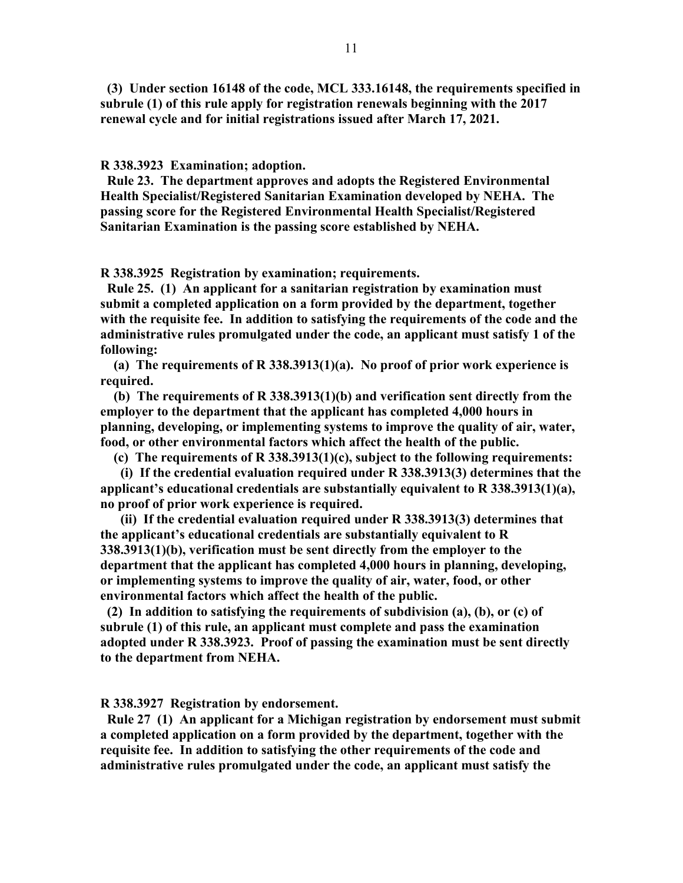**(3) Under section 16148 of the code, MCL 333.16148, the requirements specified in subrule (1) of this rule apply for registration renewals beginning with the 2017 renewal cycle and for initial registrations issued after March 17, 2021.**

**R 338.3923 Examination; adoption.**

**Rule 23. The department approves and adopts the Registered Environmental Health Specialist/Registered Sanitarian Examination developed by NEHA. The passing score for the Registered Environmental Health Specialist/Registered Sanitarian Examination is the passing score established by NEHA.**

**R 338.3925 Registration by examination; requirements.**

**Rule 25. (1) An applicant for a sanitarian registration by examination must submit a completed application on a form provided by the department, together with the requisite fee. In addition to satisfying the requirements of the code and the administrative rules promulgated under the code, an applicant must satisfy 1 of the following:**

**(a) The requirements of R 338.3913(1)(a). No proof of prior work experience is required.**

**(b) The requirements of R 338.3913(1)(b) and verification sent directly from the employer to the department that the applicant has completed 4,000 hours in planning, developing, or implementing systems to improve the quality of air, water, food, or other environmental factors which affect the health of the public.**

**(c) The requirements of R 338.3913(1)(c), subject to the following requirements:**

**(i) If the credential evaluation required under R 338.3913(3) determines that the applicant's educational credentials are substantially equivalent to R 338.3913(1)(a), no proof of prior work experience is required.**

**(ii) If the credential evaluation required under R 338.3913(3) determines that the applicant's educational credentials are substantially equivalent to R 338.3913(1)(b), verification must be sent directly from the employer to the department that the applicant has completed 4,000 hours in planning, developing, or implementing systems to improve the quality of air, water, food, or other environmental factors which affect the health of the public.**

**(2) In addition to satisfying the requirements of subdivision (a), (b), or (c) of subrule (1) of this rule, an applicant must complete and pass the examination adopted under R 338.3923. Proof of passing the examination must be sent directly to the department from NEHA.**

**R 338.3927 Registration by endorsement.**

**Rule 27 (1) An applicant for a Michigan registration by endorsement must submit a completed application on a form provided by the department, together with the requisite fee. In addition to satisfying the other requirements of the code and administrative rules promulgated under the code, an applicant must satisfy the**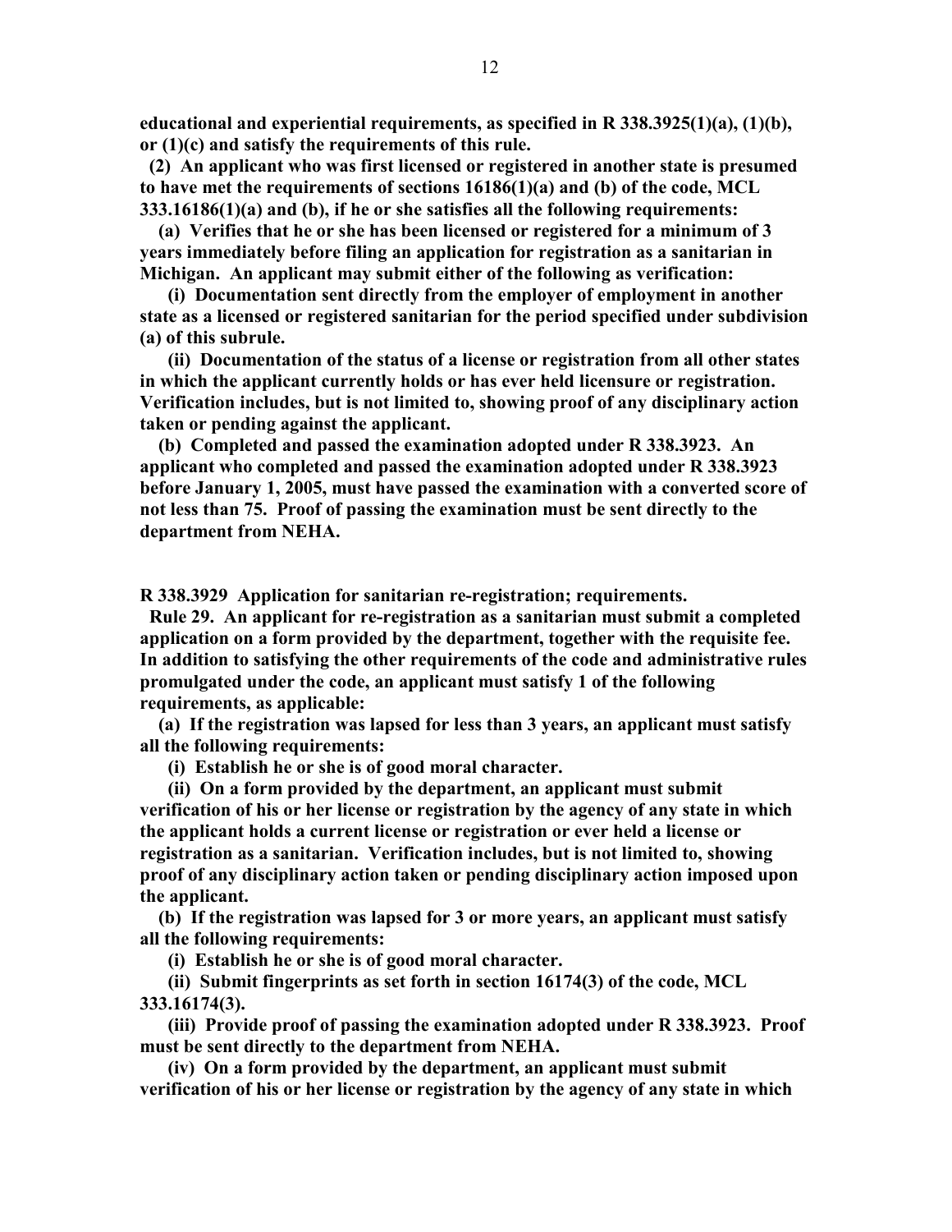**educational and experiential requirements, as specified in R 338.3925(1)(a), (1)(b), or (1)(c) and satisfy the requirements of this rule.**

**(2) An applicant who was first licensed or registered in another state is presumed to have met the requirements of sections 16186(1)(a) and (b) of the code, MCL 333.16186(1)(a) and (b), if he or she satisfies all the following requirements:**

**(a) Verifies that he or she has been licensed or registered for a minimum of 3 years immediately before filing an application for registration as a sanitarian in Michigan. An applicant may submit either of the following as verification:**

**(i) Documentation sent directly from the employer of employment in another state as a licensed or registered sanitarian for the period specified under subdivision (a) of this subrule.**

**(ii) Documentation of the status of a license or registration from all other states in which the applicant currently holds or has ever held licensure or registration. Verification includes, but is not limited to, showing proof of any disciplinary action taken or pending against the applicant.**

**(b) Completed and passed the examination adopted under R 338.3923. An applicant who completed and passed the examination adopted under R 338.3923 before January 1, 2005, must have passed the examination with a converted score of not less than 75. Proof of passing the examination must be sent directly to the department from NEHA.**

**R 338.3929 Application for sanitarian re-registration; requirements.**

**Rule 29. An applicant for re-registration as a sanitarian must submit a completed application on a form provided by the department, together with the requisite fee. In addition to satisfying the other requirements of the code and administrative rules promulgated under the code, an applicant must satisfy 1 of the following requirements, as applicable:**

**(a) If the registration was lapsed for less than 3 years, an applicant must satisfy all the following requirements:**

**(i) Establish he or she is of good moral character.**

**(ii) On a form provided by the department, an applicant must submit verification of his or her license or registration by the agency of any state in which the applicant holds a current license or registration or ever held a license or registration as a sanitarian. Verification includes, but is not limited to, showing proof of any disciplinary action taken or pending disciplinary action imposed upon the applicant.**

**(b) If the registration was lapsed for 3 or more years, an applicant must satisfy all the following requirements:**

**(i) Establish he or she is of good moral character.**

**(ii) Submit fingerprints as set forth in section 16174(3) of the code, MCL 333.16174(3).**

**(iii) Provide proof of passing the examination adopted under R 338.3923. Proof must be sent directly to the department from NEHA.**

**(iv) On a form provided by the department, an applicant must submit verification of his or her license or registration by the agency of any state in which**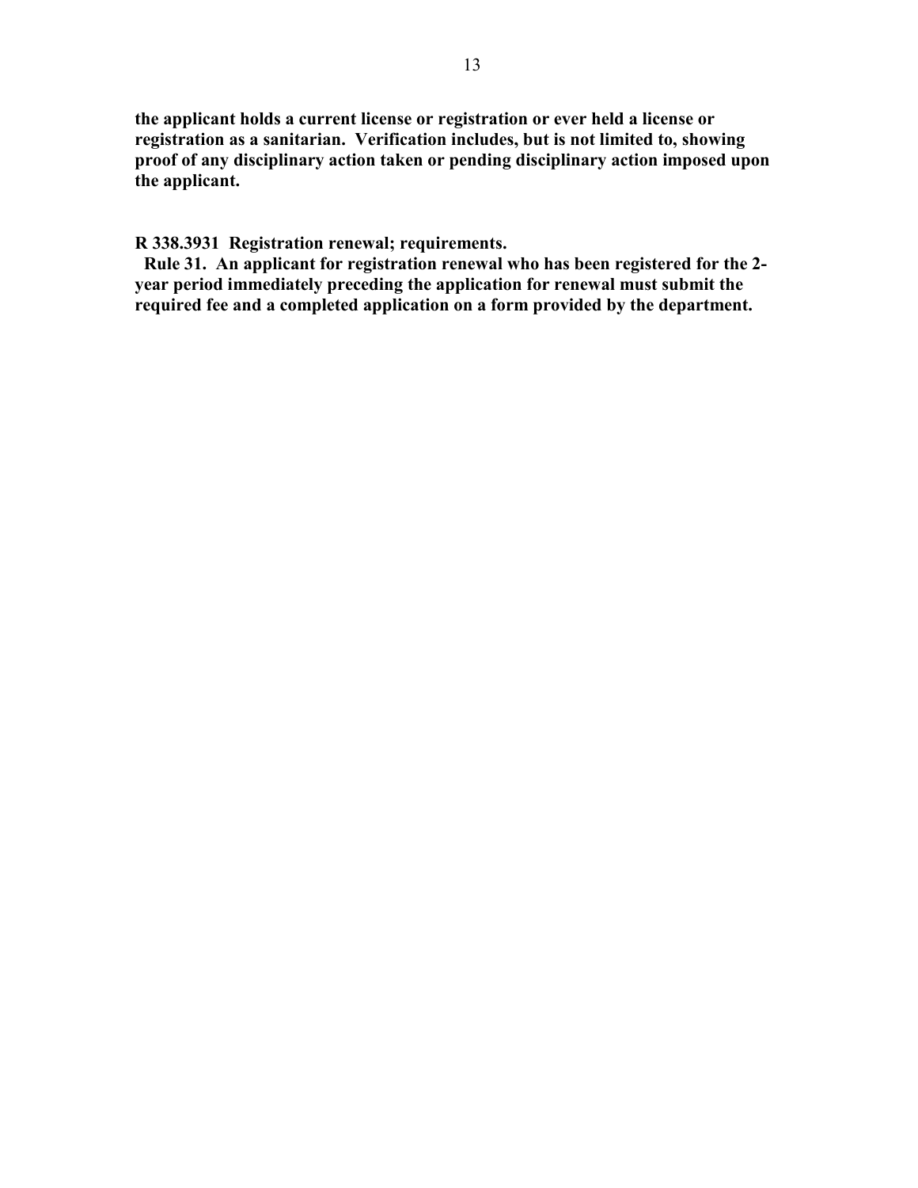**the applicant holds a current license or registration or ever held a license or registration as a sanitarian. Verification includes, but is not limited to, showing proof of any disciplinary action taken or pending disciplinary action imposed upon the applicant.**

**R 338.3931 Registration renewal; requirements.**

**Rule 31. An applicant for registration renewal who has been registered for the 2-year period immediately preceding the application for renewal must submit the required fee and a completed application on a form provided by the department.**